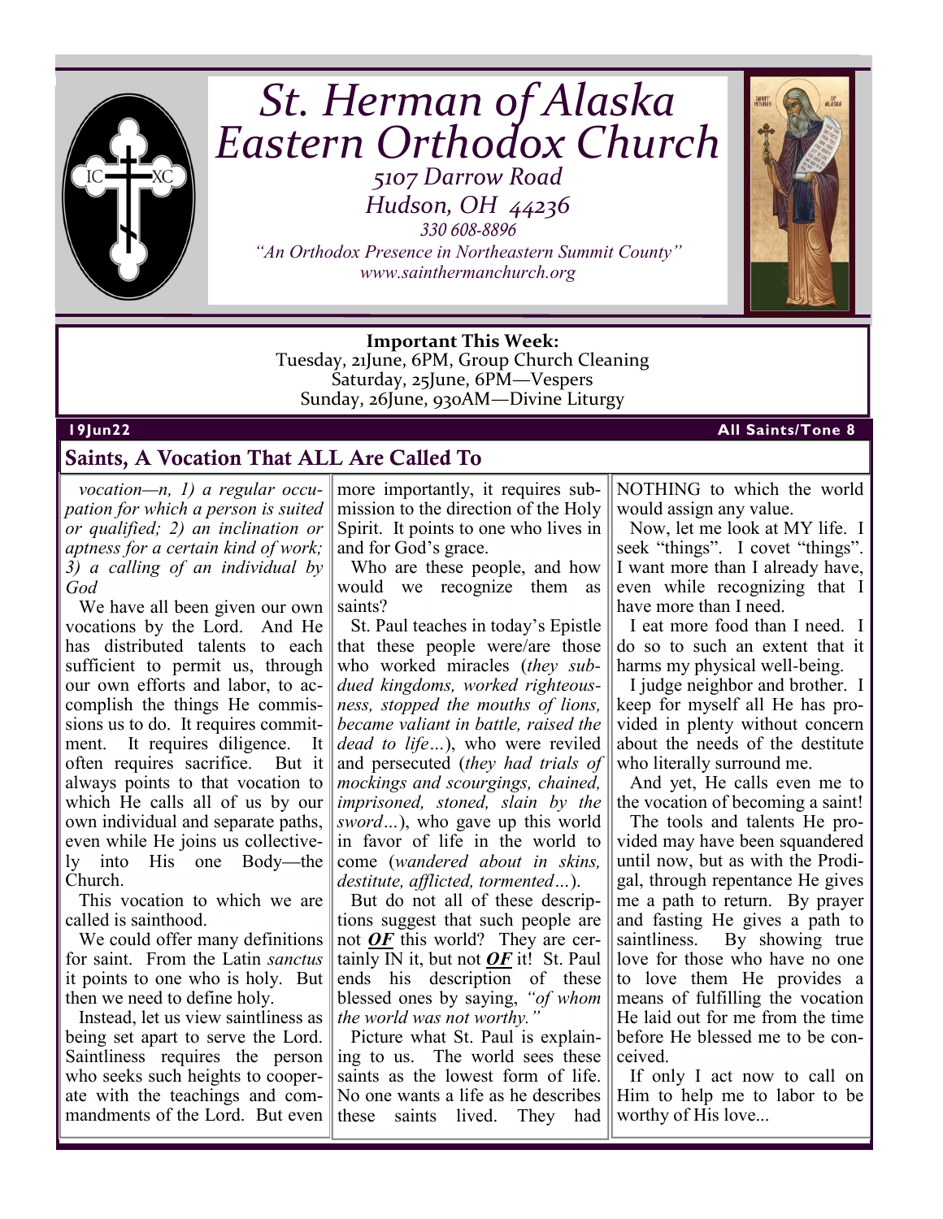# St. Herman of Alaska Eastern Orthodox Church

*5107 Darrow Road*
*Hudson, OH 44236*
*330 608-8896*
*"An Orthodox Presence in Northeastern Summit County"*
*www.sainthermanchurch.org*

**Important This Week:**
Tuesday, 21June, 6PM, Group Church Cleaning
Saturday, 25June, 6PM—Vespers
Sunday, 26June, 930AM—Divine Liturgy

**19Jun22** **All Saints/Tone 8**

## Saints, A Vocation That ALL Are Called To

*vocation—n, 1) a regular occupation for which a person is suited or qualified; 2) an inclination or aptness for a certain kind of work; 3) a calling of an individual by God*

We have all been given our own vocations by the Lord. And He has distributed talents to each sufficient to permit us, through our own efforts and labor, to accomplish the things He commissions us to do. It requires commitment. It requires diligence. It often requires sacrifice. But it always points to that vocation to which He calls all of us by our own individual and separate paths, even while He joins us collectively into His one Body—the Church.

This vocation to which we are called is sainthood.

We could offer many definitions for saint. From the Latin *sanctus* it points to one who is holy. But then we need to define holy.

Instead, let us view saintliness as being set apart to serve the Lord. Saintliness requires the person who seeks such heights to cooperate with the teachings and commandments of the Lord. But even more importantly, it requires submission to the direction of the Holy Spirit. It points to one who lives in and for God's grace.

Who are these people, and how would we recognize them as saints?

St. Paul teaches in today's Epistle that these people were/are those who worked miracles (*they subdued kingdoms, worked righteousness, stopped the mouths of lions, became valiant in battle, raised the dead to life…*), who were reviled and persecuted (*they had trials of mockings and scourgings, chained, imprisoned, stoned, slain by the sword…*), who gave up this world in favor of life in the world to come (*wandered about in skins, destitute, afflicted, tormented…*).

But do not all of these descriptions suggest that such people are not ***OF*** this world? They are certainly IN it, but not ***OF*** it! St. Paul ends his description of these blessed ones by saying, *"of whom the world was not worthy."*

Picture what St. Paul is explaining to us. The world sees these saints as the lowest form of life. No one wants a life as he describes these saints lived. They had NOTHING to which the world would assign any value.

Now, let me look at MY life. I seek "things". I covet "things". I want more than I already have, even while recognizing that I have more than I need.

I eat more food than I need. I do so to such an extent that it harms my physical well-being.

I judge neighbor and brother. I keep for myself all He has provided in plenty without concern about the needs of the destitute who literally surround me.

And yet, He calls even me to the vocation of becoming a saint!

The tools and talents He provided may have been squandered until now, but as with the Prodigal, through repentance He gives me a path to return. By prayer and fasting He gives a path to saintliness. By showing true love for those who have no one to love them He provides a means of fulfilling the vocation He laid out for me from the time before He blessed me to be conceived.

If only I act now to call on Him to help me to labor to be worthy of His love...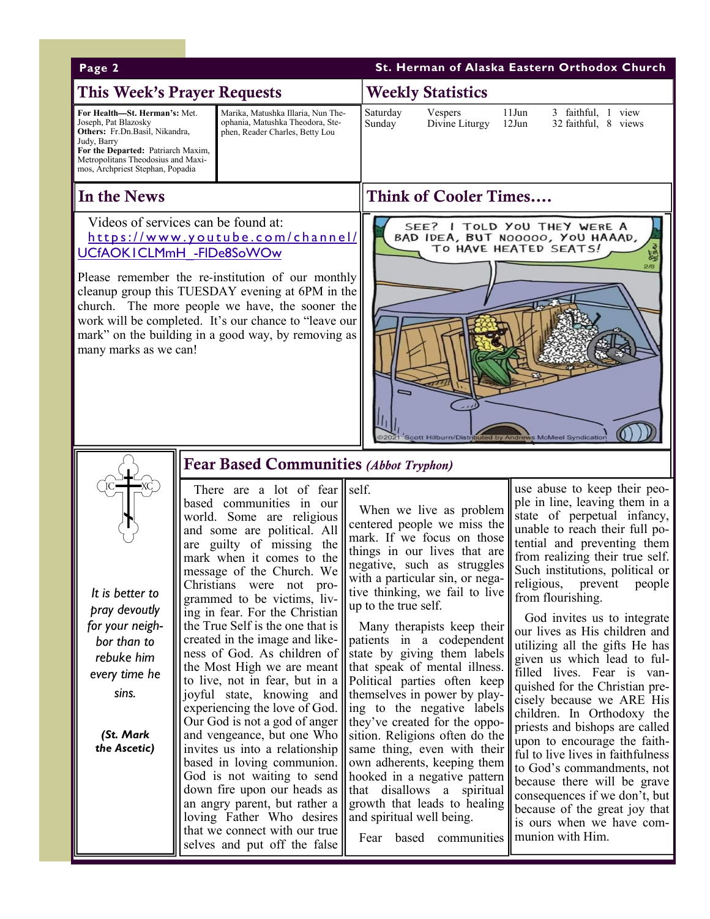## This Week's Prayer Requests

**For Health—St. Herman's:** Met. Joseph, Pat Blazosky
**Others:** Fr.Dn.Basil, Nikandra, Judy, Barry
**For the Departed:** Patriarch Maxim, Metropolitans Theodosius and Maximos, Archpriest Stephan, Popadia Marika, Matushka Illaria, Nun Theophania, Matushka Theodora, Stephen, Reader Charles, Betty Lou

## Weekly Statistics

| | | | |
|---|---|---|---|
| Saturday | Vespers | 11Jun | 3 faithful, 1 view |
| Sunday | Divine Liturgy | 12Jun | 32 faithful, 8 views |

## In the News

Videos of services can be found at: https://www.youtube.com/channel/UCfAOK1CLMmH_-FIDe8SoWOw

Please remember the re-institution of our monthly cleanup group this TUESDAY evening at 6PM in the church. The more people we have, the sooner the work will be completed. It's our chance to "leave our mark" on the building in a good way, by removing as many marks as we can!

## Think of Cooler Times….

*It is better to pray devoutly for your neighbor than to rebuke him every time he sins.*

***(St. Mark the Ascetic)***

## Fear Based Communities *(Abbot Tryphon)*

There are a lot of fear based communities in our world. Some are religious and some are political. All are guilty of missing the mark when it comes to the message of the Church. We Christians were not programmed to be victims, living in fear. For the Christian the True Self is the one that is created in the image and likeness of God. As children of the Most High we are meant to live, not in fear, but in a joyful state, knowing and experiencing the love of God. Our God is not a god of anger and vengeance, but one Who invites us into a relationship based in loving communion. God is not waiting to send down fire upon our heads as an angry parent, but rather a loving Father Who desires that we connect with our true selves and put off the false self.

When we live as problem centered people we miss the mark. If we focus on those things in our lives that are negative, such as struggles with a particular sin, or negative thinking, we fail to live up to the true self.

Many therapists keep their patients in a codependent state by giving them labels that speak of mental illness. Political parties often keep themselves in power by playing to the negative labels they've created for the opposition. Religions often do the same thing, even with their own adherents, keeping them hooked in a negative pattern that disallows a spiritual growth that leads to healing and spiritual well being.

Fear based communities use abuse to keep their people in line, leaving them in a state of perpetual infancy, unable to reach their full potential and preventing them from realizing their true self. Such institutions, political or religious, prevent people from flourishing.

God invites us to integrate our lives as His children and utilizing all the gifts He has given us which lead to fulfilled lives. Fear is vanquished for the Christian precisely because we ARE His children. In Orthodoxy the priests and bishops are called upon to encourage the faithful to live lives in faithfulness to God's commandments, not because there will be grave consequences if we don't, but because of the great joy that is ours when we have communion with Him.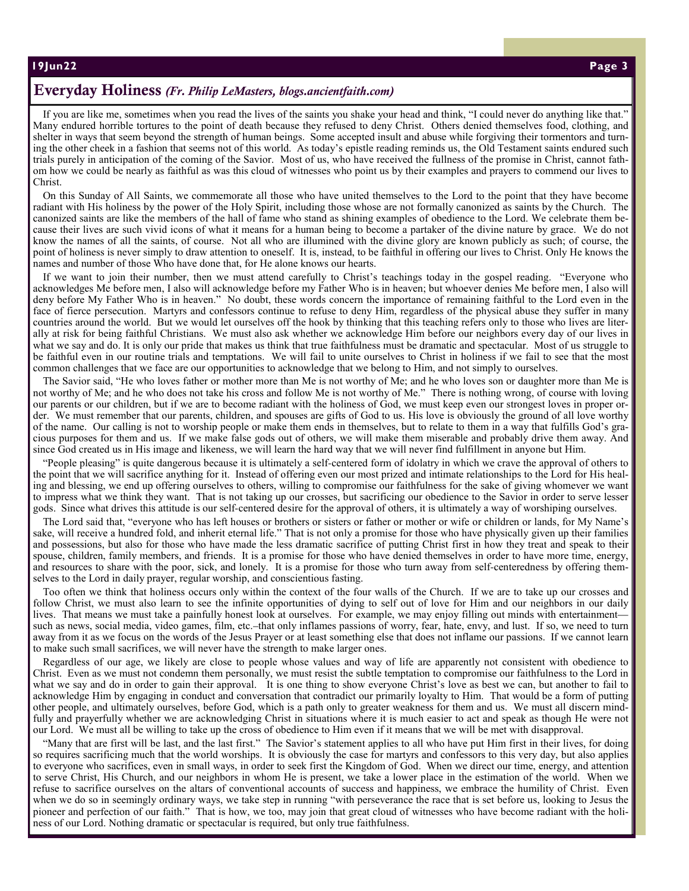## Everyday Holiness *(Fr. Philip LeMasters, blogs.ancientfaith.com)*

If you are like me, sometimes when you read the lives of the saints you shake your head and think, "I could never do anything like that." Many endured horrible tortures to the point of death because they refused to deny Christ. Others denied themselves food, clothing, and shelter in ways that seem beyond the strength of human beings. Some accepted insult and abuse while forgiving their tormentors and turning the other cheek in a fashion that seems not of this world. As today's epistle reading reminds us, the Old Testament saints endured such trials purely in anticipation of the coming of the Savior. Most of us, who have received the fullness of the promise in Christ, cannot fathom how we could be nearly as faithful as was this cloud of witnesses who point us by their examples and prayers to commend our lives to Christ.

On this Sunday of All Saints, we commemorate all those who have united themselves to the Lord to the point that they have become radiant with His holiness by the power of the Holy Spirit, including those whose are not formally canonized as saints by the Church. The canonized saints are like the members of the hall of fame who stand as shining examples of obedience to the Lord. We celebrate them because their lives are such vivid icons of what it means for a human being to become a partaker of the divine nature by grace. We do not know the names of all the saints, of course. Not all who are illumined with the divine glory are known publicly as such; of course, the point of holiness is never simply to draw attention to oneself. It is, instead, to be faithful in offering our lives to Christ. Only He knows the names and number of those Who have done that, for He alone knows our hearts.

If we want to join their number, then we must attend carefully to Christ's teachings today in the gospel reading. "Everyone who acknowledges Me before men, I also will acknowledge before my Father Who is in heaven; but whoever denies Me before men, I also will deny before My Father Who is in heaven." No doubt, these words concern the importance of remaining faithful to the Lord even in the face of fierce persecution. Martyrs and confessors continue to refuse to deny Him, regardless of the physical abuse they suffer in many countries around the world. But we would let ourselves off the hook by thinking that this teaching refers only to those who lives are literally at risk for being faithful Christians. We must also ask whether we acknowledge Him before our neighbors every day of our lives in what we say and do. It is only our pride that makes us think that true faithfulness must be dramatic and spectacular. Most of us struggle to be faithful even in our routine trials and temptations. We will fail to unite ourselves to Christ in holiness if we fail to see that the most common challenges that we face are our opportunities to acknowledge that we belong to Him, and not simply to ourselves.

The Savior said, "He who loves father or mother more than Me is not worthy of Me; and he who loves son or daughter more than Me is not worthy of Me; and he who does not take his cross and follow Me is not worthy of Me." There is nothing wrong, of course with loving our parents or our children, but if we are to become radiant with the holiness of God, we must keep even our strongest loves in proper order. We must remember that our parents, children, and spouses are gifts of God to us. His love is obviously the ground of all love worthy of the name. Our calling is not to worship people or make them ends in themselves, but to relate to them in a way that fulfills God's gracious purposes for them and us. If we make false gods out of others, we will make them miserable and probably drive them away. And since God created us in His image and likeness, we will learn the hard way that we will never find fulfillment in anyone but Him.

"People pleasing" is quite dangerous because it is ultimately a self-centered form of idolatry in which we crave the approval of others to the point that we will sacrifice anything for it. Instead of offering even our most prized and intimate relationships to the Lord for His healing and blessing, we end up offering ourselves to others, willing to compromise our faithfulness for the sake of giving whomever we want to impress what we think they want. That is not taking up our crosses, but sacrificing our obedience to the Savior in order to serve lesser gods. Since what drives this attitude is our self-centered desire for the approval of others, it is ultimately a way of worshiping ourselves.

The Lord said that, "everyone who has left houses or brothers or sisters or father or mother or wife or children or lands, for My Name's sake, will receive a hundred fold, and inherit eternal life." That is not only a promise for those who have physically given up their families and possessions, but also for those who have made the less dramatic sacrifice of putting Christ first in how they treat and speak to their spouse, children, family members, and friends. It is a promise for those who have denied themselves in order to have more time, energy, and resources to share with the poor, sick, and lonely. It is a promise for those who turn away from self-centeredness by offering themselves to the Lord in daily prayer, regular worship, and conscientious fasting.

Too often we think that holiness occurs only within the context of the four walls of the Church. If we are to take up our crosses and follow Christ, we must also learn to see the infinite opportunities of dying to self out of love for Him and our neighbors in our daily lives. That means we must take a painfully honest look at ourselves. For example, we may enjoy filling out minds with entertainment—such as news, social media, video games, film, etc.–that only inflames passions of worry, fear, hate, envy, and lust. If so, we need to turn away from it as we focus on the words of the Jesus Prayer or at least something else that does not inflame our passions. If we cannot learn to make such small sacrifices, we will never have the strength to make larger ones.

Regardless of our age, we likely are close to people whose values and way of life are apparently not consistent with obedience to Christ. Even as we must not condemn them personally, we must resist the subtle temptation to compromise our faithfulness to the Lord in what we say and do in order to gain their approval. It is one thing to show everyone Christ's love as best we can, but another to fail to acknowledge Him by engaging in conduct and conversation that contradict our primarily loyalty to Him. That would be a form of putting other people, and ultimately ourselves, before God, which is a path only to greater weakness for them and us. We must all discern mindfully and prayerfully whether we are acknowledging Christ in situations where it is much easier to act and speak as though He were not our Lord. We must all be willing to take up the cross of obedience to Him even if it means that we will be met with disapproval.

"Many that are first will be last, and the last first." The Savior's statement applies to all who have put Him first in their lives, for doing so requires sacrificing much that the world worships. It is obviously the case for martyrs and confessors to this very day, but also applies to everyone who sacrifices, even in small ways, in order to seek first the Kingdom of God. When we direct our time, energy, and attention to serve Christ, His Church, and our neighbors in whom He is present, we take a lower place in the estimation of the world. When we refuse to sacrifice ourselves on the altars of conventional accounts of success and happiness, we embrace the humility of Christ. Even when we do so in seemingly ordinary ways, we take step in running "with perseverance the race that is set before us, looking to Jesus the pioneer and perfection of our faith." That is how, we too, may join that great cloud of witnesses who have become radiant with the holiness of our Lord. Nothing dramatic or spectacular is required, but only true faithfulness.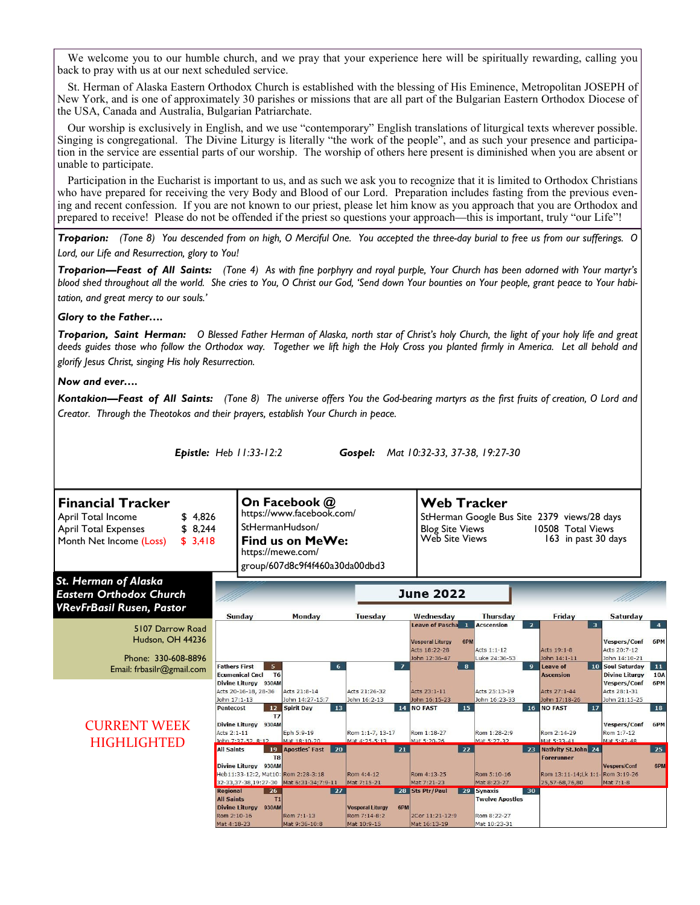We welcome you to our humble church, and we pray that your experience here will be spiritually rewarding, calling you back to pray with us at our next scheduled service.

St. Herman of Alaska Eastern Orthodox Church is established with the blessing of His Eminence, Metropolitan JOSEPH of New York, and is one of approximately 30 parishes or missions that are all part of the Bulgarian Eastern Orthodox Diocese of the USA, Canada and Australia, Bulgarian Patriarchate.

Our worship is exclusively in English, and we use "contemporary" English translations of liturgical texts wherever possible. Singing is congregational. The Divine Liturgy is literally "the work of the people", and as such your presence and participation in the service are essential parts of our worship. The worship of others here present is diminished when you are absent or unable to participate.

Participation in the Eucharist is important to us, and as such we ask you to recognize that it is limited to Orthodox Christians who have prepared for receiving the very Body and Blood of our Lord. Preparation includes fasting from the previous evening and recent confession. If you are not known to our priest, please let him know as you approach that you are Orthodox and prepared to receive! Please do not be offended if the priest so questions your approach—this is important, truly "our Life"!

***Troparion:*** *(Tone 8) You descended from on high, O Merciful One. You accepted the three-day burial to free us from our sufferings. O Lord, our Life and Resurrection, glory to You!*

***Troparion—Feast of All Saints:*** *(Tone 4) As with fine porphyry and royal purple, Your Church has been adorned with Your martyr's blood shed throughout all the world. She cries to You, O Christ our God, 'Send down Your bounties on Your people, grant peace to Your habitation, and great mercy to our souls.'*

***Glory to the Father….***

***Troparion, Saint Herman:*** *O Blessed Father Herman of Alaska, north star of Christ's holy Church, the light of your holy life and great deeds guides those who follow the Orthodox way. Together we lift high the Holy Cross you planted firmly in America. Let all behold and glorify Jesus Christ, singing His holy Resurrection.*

***Now and ever….***

***Kontakion—Feast of All Saints:*** *(Tone 8) The universe offers You the God-bearing martyrs as the first fruits of creation, O Lord and Creator. Through the Theotokos and their prayers, establish Your Church in peace.*

***Epistle:*** *Heb 11:33-12:2* ***Gospel:*** *Mat 10:32-33, 37-38, 19:27-30*

## Financial Tracker

| | |
|---|---|
| April Total Income | $ 4,826 |
| April Total Expenses | $ 8,244 |
| Month Net Income (Loss) | $ 3,418 |

## On Facebook @

https://www.facebook.com/StHermanHudson/

## Find us on MeWe:

https://mewe.com/group/607d8c9f4f460a30da00dbd3

## Web Tracker

| | |
|---|---|
| StHerman Google Bus Site | 2379 views/28 days |
| Blog Site Views | 10508 Total Views |
| Web Site Views | 163 in past 30 days |

***St. Herman of Alaska Eastern Orthodox Church VRevFrBasil Rusen, Pastor***

5107 Darrow Road
Hudson, OH 44236

Phone: 330-608-8896
Email: frbasilr@gmail.com

CURRENT WEEK HIGHLIGHTED

## June 2022

| Sunday | Monday | Tuesday | Wednesday | Thursday | Friday | Saturday |
|---|---|---|---|---|---|---|
| | | | 1 Leave of Pascha; Vesporal Liturgy 6PM; Acts 18:22-28; John 12:36-47 | 2 Acscension; Acts 1:1-12; Luke 24:36-53 | 3 Acts 19:1-8; John 14:1-11 | 4 Vespers/Conf 6PM; Acts 20:7-12; John 14:10-21 |
| 5 Fathers First Ecumenical Cncl T6; Divine Liturgy 930AM; Acts 20:16-18, 28-36; John 17:1-13 | 6 Acts 21:8-14; John 14:27-15:7 | 7 Acts 21:26-32; John 16:2-13 | 8 Acts 23:1-11; John 16:15-23 | 9 Acts 25:13-19; John 16:23-33 | 10 Leave of Ascension; Acts 27:1-44; John 17:18-26 | 11 Soul Saturday; Divine Liturgy 10A; Vespers/Conf 6PM; Acts 28:1-31; John 21:15-25 |
| 12 Pentecost T7; Divine Liturgy 930AM; Acts 2:1-11; John 7:37-52, 8:12 | 13 Spirit Day; Eph 5:9-19; Mat 18:10-20 | 14 Rom 1:1-7, 13-17; Mat 4:25-5:13 | 15 NO FAST; Rom 1:18-27; Mat 5:20-26 | 16 Rom 1:28-2:9; Mat 5:27-32 | 17 NO FAST; Rom 2:14-29; Mat 5:33-41 | 18 Vespers/Conf 6PM; Rom 1:7-12; Mat 5:42-48 |
| 19 All Saints T8; Divine Liturgy 930AM; Heb11:33-12:2, Mat10:32-33,37-38,19:27-30 | 20 Apostles' Fast; Rom 2:28-3:18; Mat 6:31-34;7:9-11 | 21 Rom 4:4-12; Mat 7:15-21 | 22 Rom 4:13-25; Mat 7:21-23 | 23 Rom 5:10-16; Mat 8:23-27 | 24 Nativity St.John Forerunner; Rom 13:11-14;Lk 1:1-25,57-68,76,80 | 25 Vespers/Conf 6PM; Rom 3:19-26; Mat 7:1-8 |
| 26 Regional All Saints T1; Divine Liturgy 930AM; Rom 2:10-16; Mat 4:18-23 | 27 Rom 7:1-13; Mat 9:36-10:8 | 28 Vesporal Liturgy 6PM; Rom 7:14-8:2; Mat 10:9-15 | 29 Sts Ptr/Paul; 2Cor 11:21-12:9; Mat 16:13-19 | 30 Synaxis Twelve Apostles; Rom 8:22-27; Mat 10:23-31 | | |